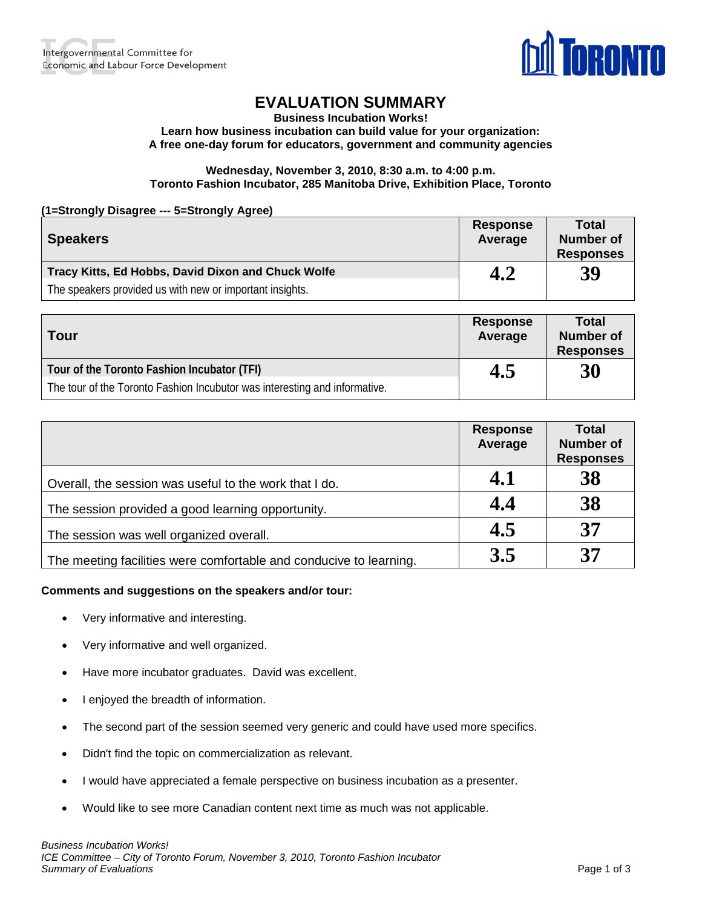Intergovernmental Committee for Economic and Labour Force Development

TORONTO

# EVALUATION SUMMARY

**Business Incubation Works!**
**Learn how business incubation can build value for your organization:**
**A free one-day forum for educators, government and community agencies**

**Wednesday, November 3, 2010, 8:30 a.m. to 4:00 p.m.**
**Toronto Fashion Incubator, 285 Manitoba Drive, Exhibition Place, Toronto**

**(1=Strongly Disagree --- 5=Strongly Agree)**

| Speakers | Response Average | Total Number of Responses |
|---|---|---|
| **Tracy Kitts, Ed Hobbs, David Dixon and Chuck Wolfe**<br>The speakers provided us with new or important insights. | **4.2** | **39** |

| Tour | Response Average | Total Number of Responses |
|---|---|---|
| **Tour of the Toronto Fashion Incubator (TFI)**<br>The tour of the Toronto Fashion Incubutor was interesting and informative. | **4.5** | **30** |

| | Response Average | Total Number of Responses |
|---|---|---|
| Overall, the session was useful to the work that I do. | **4.1** | **38** |
| The session provided a good learning opportunity. | **4.4** | **38** |
| The session was well organized overall. | **4.5** | **37** |
| The meeting facilities were comfortable and conducive to learning. | **3.5** | **37** |

**Comments and suggestions on the speakers and/or tour:**

- Very informative and interesting.
- Very informative and well organized.
- Have more incubator graduates. David was excellent.
- I enjoyed the breadth of information.
- The second part of the session seemed very generic and could have used more specifics.
- Didn't find the topic on commercialization as relevant.
- I would have appreciated a female perspective on business incubation as a presenter.
- Would like to see more Canadian content next time as much was not applicable.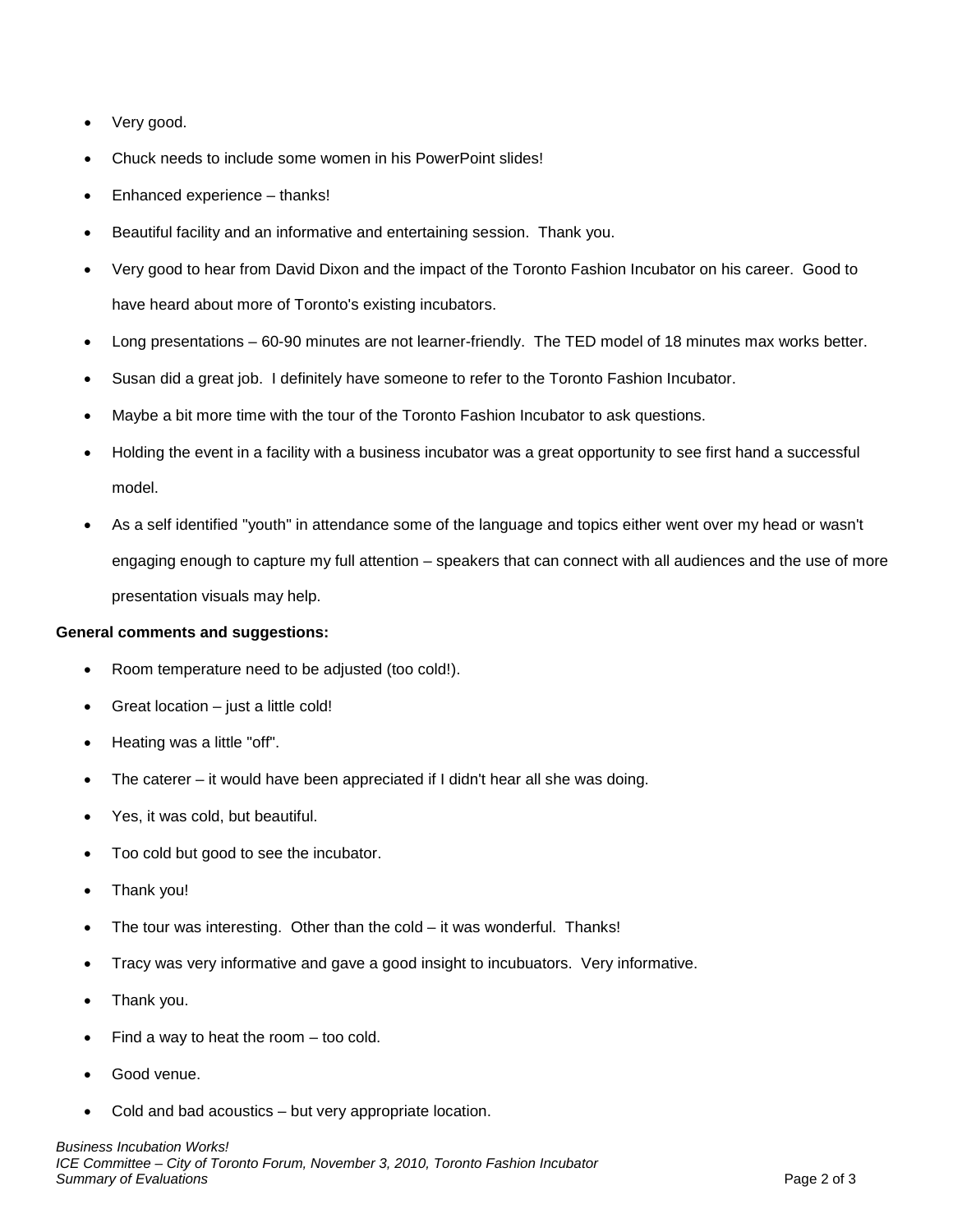- Very good.
- Chuck needs to include some women in his PowerPoint slides!
- Enhanced experience – thanks!
- Beautiful facility and an informative and entertaining session. Thank you.
- Very good to hear from David Dixon and the impact of the Toronto Fashion Incubator on his career. Good to have heard about more of Toronto's existing incubators.
- Long presentations – 60-90 minutes are not learner-friendly. The TED model of 18 minutes max works better.
- Susan did a great job. I definitely have someone to refer to the Toronto Fashion Incubator.
- Maybe a bit more time with the tour of the Toronto Fashion Incubator to ask questions.
- Holding the event in a facility with a business incubator was a great opportunity to see first hand a successful model.
- As a self identified "youth" in attendance some of the language and topics either went over my head or wasn't engaging enough to capture my full attention – speakers that can connect with all audiences and the use of more presentation visuals may help.

**General comments and suggestions:**

- Room temperature need to be adjusted (too cold!).
- Great location – just a little cold!
- Heating was a little "off".
- The caterer – it would have been appreciated if I didn't hear all she was doing.
- Yes, it was cold, but beautiful.
- Too cold but good to see the incubator.
- Thank you!
- The tour was interesting. Other than the cold – it was wonderful. Thanks!
- Tracy was very informative and gave a good insight to incubuators. Very informative.
- Thank you.
- Find a way to heat the room – too cold.
- Good venue.
- Cold and bad acoustics – but very appropriate location.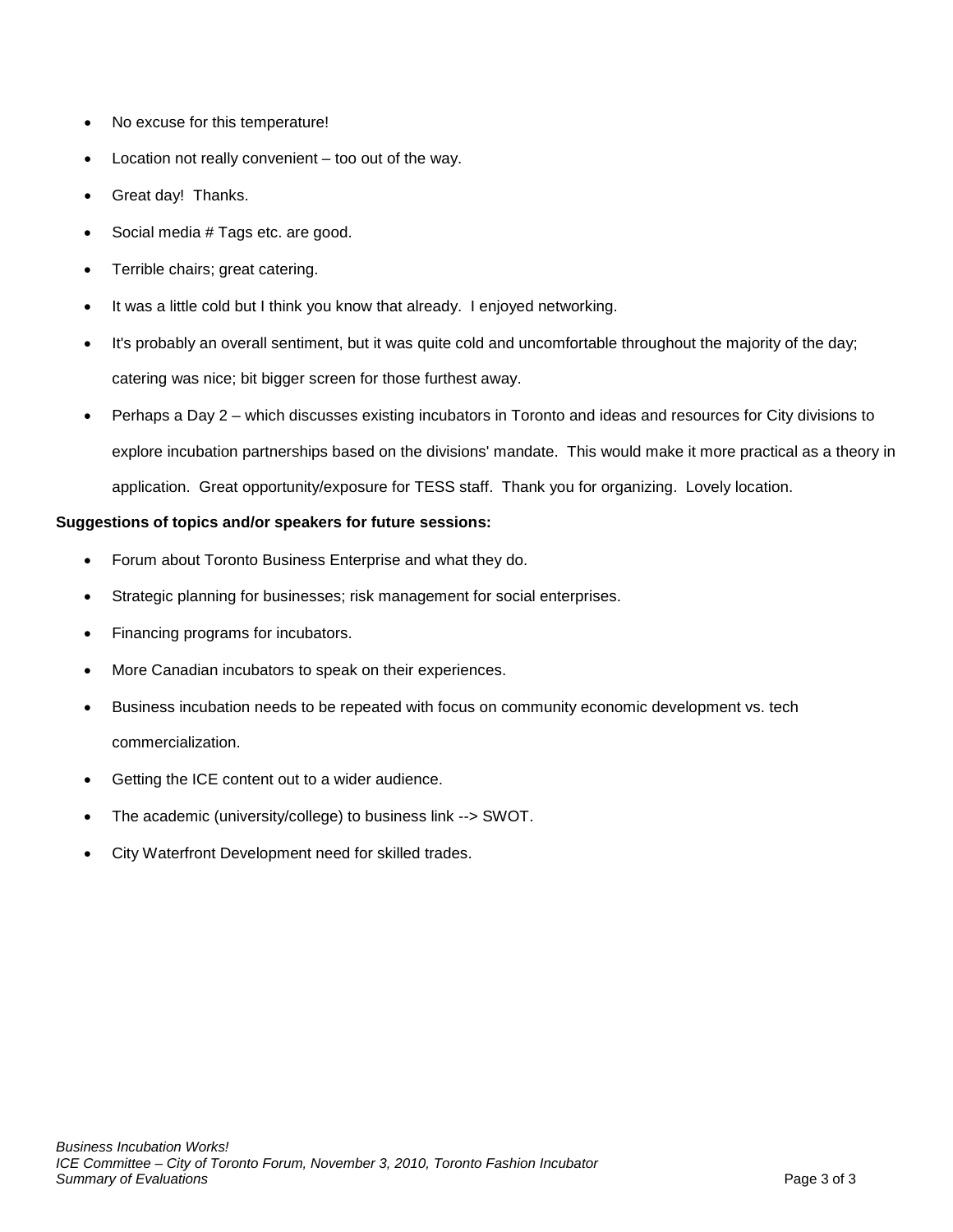- No excuse for this temperature!
- Location not really convenient – too out of the way.
- Great day! Thanks.
- Social media # Tags etc. are good.
- Terrible chairs; great catering.
- It was a little cold but I think you know that already. I enjoyed networking.
- It's probably an overall sentiment, but it was quite cold and uncomfortable throughout the majority of the day; catering was nice; bit bigger screen for those furthest away.
- Perhaps a Day 2 – which discusses existing incubators in Toronto and ideas and resources for City divisions to explore incubation partnerships based on the divisions' mandate. This would make it more practical as a theory in application. Great opportunity/exposure for TESS staff. Thank you for organizing. Lovely location.

**Suggestions of topics and/or speakers for future sessions:**

- Forum about Toronto Business Enterprise and what they do.
- Strategic planning for businesses; risk management for social enterprises.
- Financing programs for incubators.
- More Canadian incubators to speak on their experiences.
- Business incubation needs to be repeated with focus on community economic development vs. tech commercialization.
- Getting the ICE content out to a wider audience.
- The academic (university/college) to business link --> SWOT.
- City Waterfront Development need for skilled trades.